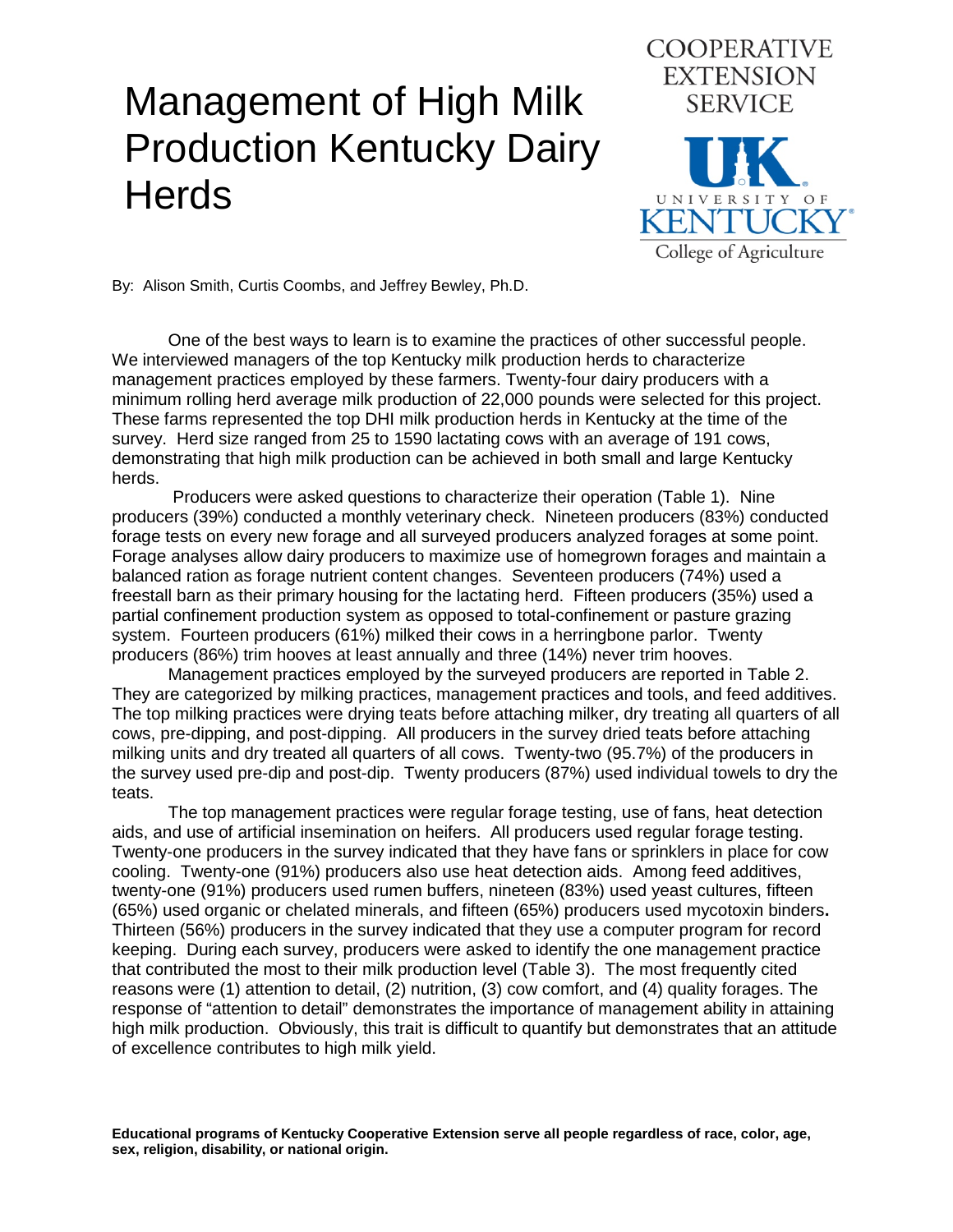# Management of High Milk Production Kentucky Dairy Herds

COOPERATIVE EXTENSION SERVICE

UK UNIVERSITY OF KENTUCKY College of Agriculture

By: Alison Smith, Curtis Coombs, and Jeffrey Bewley, Ph.D.

One of the best ways to learn is to examine the practices of other successful people. We interviewed managers of the top Kentucky milk production herds to characterize management practices employed by these farmers. Twenty-four dairy producers with a minimum rolling herd average milk production of 22,000 pounds were selected for this project. These farms represented the top DHI milk production herds in Kentucky at the time of the survey. Herd size ranged from 25 to 1590 lactating cows with an average of 191 cows, demonstrating that high milk production can be achieved in both small and large Kentucky herds.

Producers were asked questions to characterize their operation (Table 1). Nine producers (39%) conducted a monthly veterinary check. Nineteen producers (83%) conducted forage tests on every new forage and all surveyed producers analyzed forages at some point. Forage analyses allow dairy producers to maximize use of homegrown forages and maintain a balanced ration as forage nutrient content changes. Seventeen producers (74%) used a freestall barn as their primary housing for the lactating herd. Fifteen producers (35%) used a partial confinement production system as opposed to total-confinement or pasture grazing system. Fourteen producers (61%) milked their cows in a herringbone parlor. Twenty producers (86%) trim hooves at least annually and three (14%) never trim hooves.

Management practices employed by the surveyed producers are reported in Table 2. They are categorized by milking practices, management practices and tools, and feed additives. The top milking practices were drying teats before attaching milker, dry treating all quarters of all cows, pre-dipping, and post-dipping. All producers in the survey dried teats before attaching milking units and dry treated all quarters of all cows. Twenty-two (95.7%) of the producers in the survey used pre-dip and post-dip. Twenty producers (87%) used individual towels to dry the teats.

The top management practices were regular forage testing, use of fans, heat detection aids, and use of artificial insemination on heifers. All producers used regular forage testing. Twenty-one producers in the survey indicated that they have fans or sprinklers in place for cow cooling. Twenty-one (91%) producers also use heat detection aids. Among feed additives, twenty-one (91%) producers used rumen buffers, nineteen (83%) used yeast cultures, fifteen (65%) used organic or chelated minerals, and fifteen (65%) producers used mycotoxin binders. Thirteen (56%) producers in the survey indicated that they use a computer program for record keeping. During each survey, producers were asked to identify the one management practice that contributed the most to their milk production level (Table 3). The most frequently cited reasons were (1) attention to detail, (2) nutrition, (3) cow comfort, and (4) quality forages. The response of "attention to detail" demonstrates the importance of management ability in attaining high milk production. Obviously, this trait is difficult to quantify but demonstrates that an attitude of excellence contributes to high milk yield.

**Educational programs of Kentucky Cooperative Extension serve all people regardless of race, color, age, sex, religion, disability, or national origin.**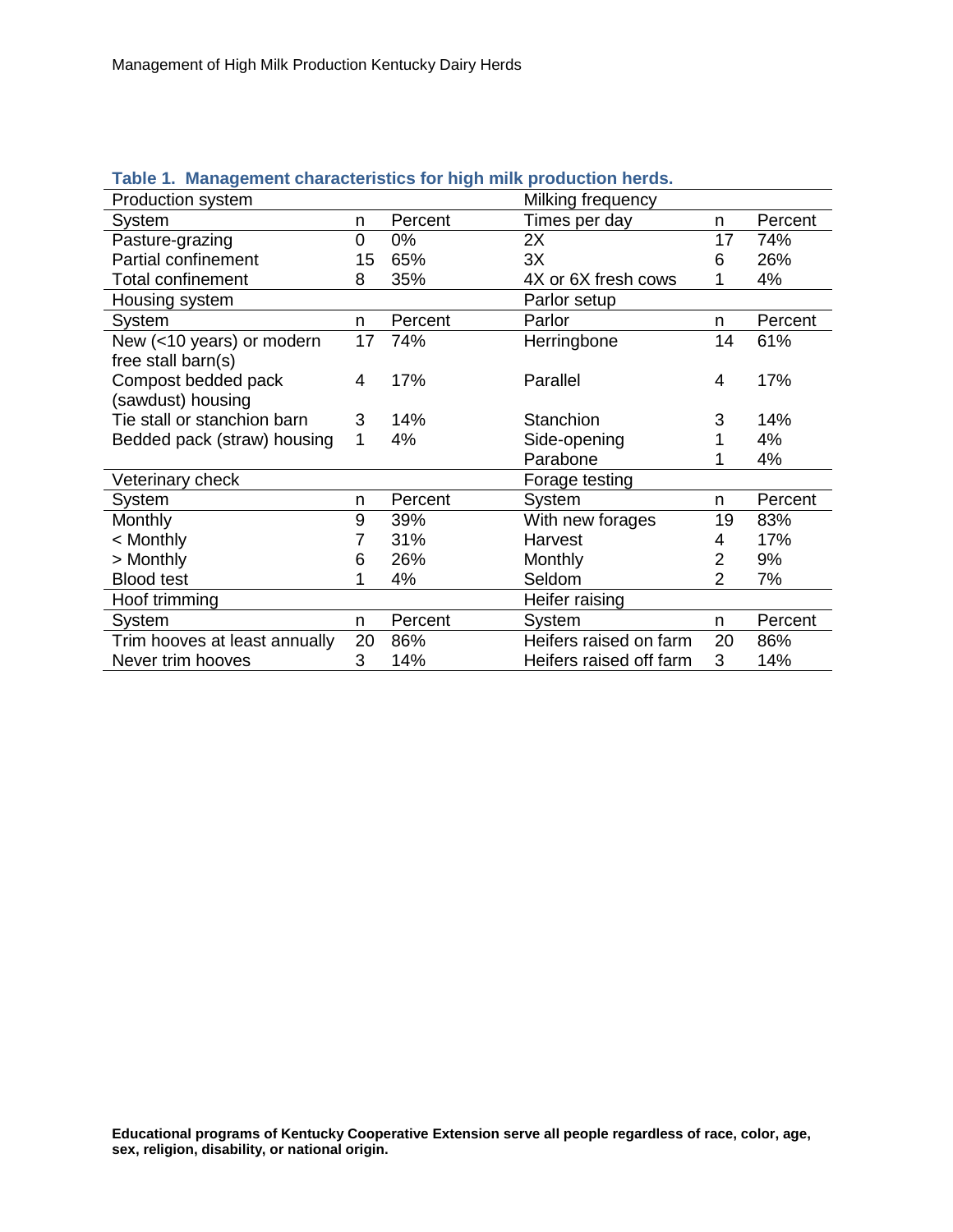**Table 1. Management characteristics for high milk production herds.**

| Production system | | | Milking frequency | | |
|---|---|---|---|---|---|
| System | n | Percent | Times per day | n | Percent |
| Pasture-grazing | 0 | 0% | 2X | 17 | 74% |
| Partial confinement | 15 | 65% | 3X | 6 | 26% |
| Total confinement | 8 | 35% | 4X or 6X fresh cows | 1 | 4% |
| **Housing system** | | | **Parlor setup** | | |
| System | n | Percent | Parlor | n | Percent |
| New (<10 years) or modern free stall barn(s) | 17 | 74% | Herringbone | 14 | 61% |
| Compost bedded pack (sawdust) housing | 4 | 17% | Parallel | 4 | 17% |
| Tie stall or stanchion barn | 3 | 14% | Stanchion | 3 | 14% |
| Bedded pack (straw) housing | 1 | 4% | Side-opening | 1 | 4% |
| | | | Parabone | 1 | 4% |
| **Veterinary check** | | | **Forage testing** | | |
| System | n | Percent | System | n | Percent |
| Monthly | 9 | 39% | With new forages | 19 | 83% |
| < Monthly | 7 | 31% | Harvest | 4 | 17% |
| > Monthly | 6 | 26% | Monthly | 2 | 9% |
| Blood test | 1 | 4% | Seldom | 2 | 7% |
| **Hoof trimming** | | | **Heifer raising** | | |
| System | n | Percent | System | n | Percent |
| Trim hooves at least annually | 20 | 86% | Heifers raised on farm | 20 | 86% |
| Never trim hooves | 3 | 14% | Heifers raised off farm | 3 | 14% |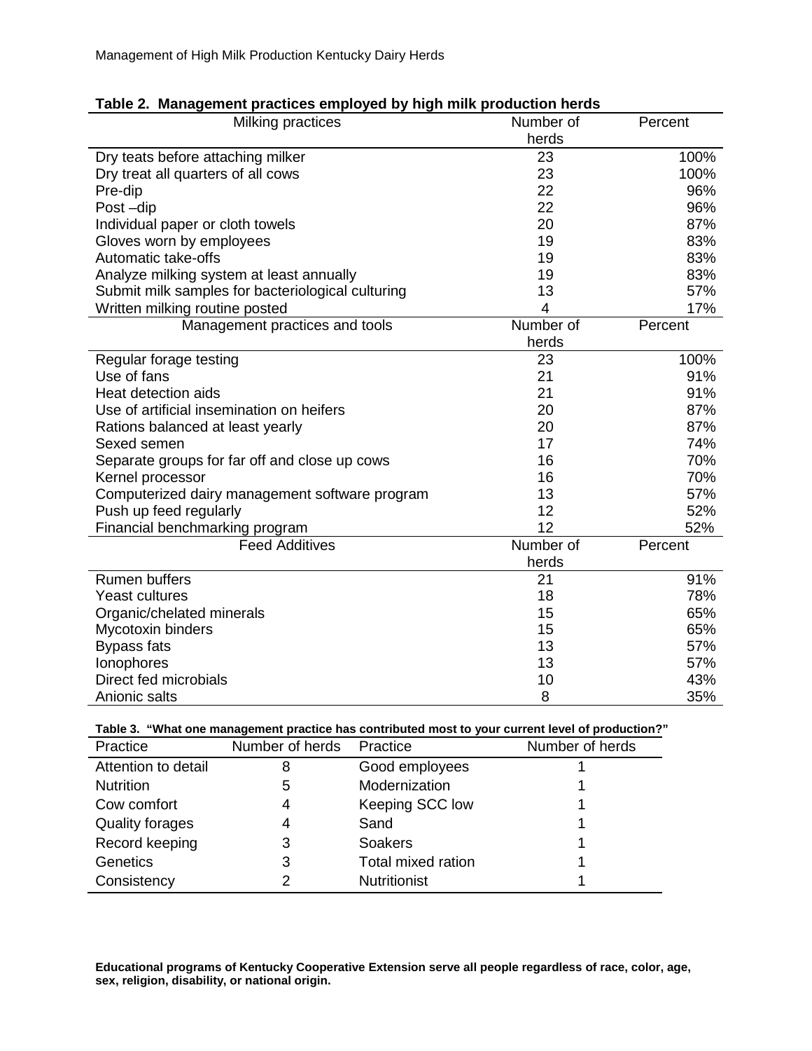**Table 2. Management practices employed by high milk production herds**

| Milking practices | Number of herds | Percent |
|---|---|---|
| Dry teats before attaching milker | 23 | 100% |
| Dry treat all quarters of all cows | 23 | 100% |
| Pre-dip | 22 | 96% |
| Post –dip | 22 | 96% |
| Individual paper or cloth towels | 20 | 87% |
| Gloves worn by employees | 19 | 83% |
| Automatic take-offs | 19 | 83% |
| Analyze milking system at least annually | 19 | 83% |
| Submit milk samples for bacteriological culturing | 13 | 57% |
| Written milking routine posted | 4 | 17% |
| **Management practices and tools** | **Number of herds** | **Percent** |
| Regular forage testing | 23 | 100% |
| Use of fans | 21 | 91% |
| Heat detection aids | 21 | 91% |
| Use of artificial insemination on heifers | 20 | 87% |
| Rations balanced at least yearly | 20 | 87% |
| Sexed semen | 17 | 74% |
| Separate groups for far off and close up cows | 16 | 70% |
| Kernel processor | 16 | 70% |
| Computerized dairy management software program | 13 | 57% |
| Push up feed regularly | 12 | 52% |
| Financial benchmarking program | 12 | 52% |
| **Feed Additives** | **Number of herds** | **Percent** |
| Rumen buffers | 21 | 91% |
| Yeast cultures | 18 | 78% |
| Organic/chelated minerals | 15 | 65% |
| Mycotoxin binders | 15 | 65% |
| Bypass fats | 13 | 57% |
| Ionophores | 13 | 57% |
| Direct fed microbials | 10 | 43% |
| Anionic salts | 8 | 35% |

**Table 3. "What one management practice has contributed most to your current level of production?"**

| Practice | Number of herds | Practice | Number of herds |
|---|---|---|---|
| Attention to detail | 8 | Good employees | 1 |
| Nutrition | 5 | Modernization | 1 |
| Cow comfort | 4 | Keeping SCC low | 1 |
| Quality forages | 4 | Sand | 1 |
| Record keeping | 3 | Soakers | 1 |
| Genetics | 3 | Total mixed ration | 1 |
| Consistency | 2 | Nutritionist | 1 |

**Educational programs of Kentucky Cooperative Extension serve all people regardless of race, color, age, sex, religion, disability, or national origin.**